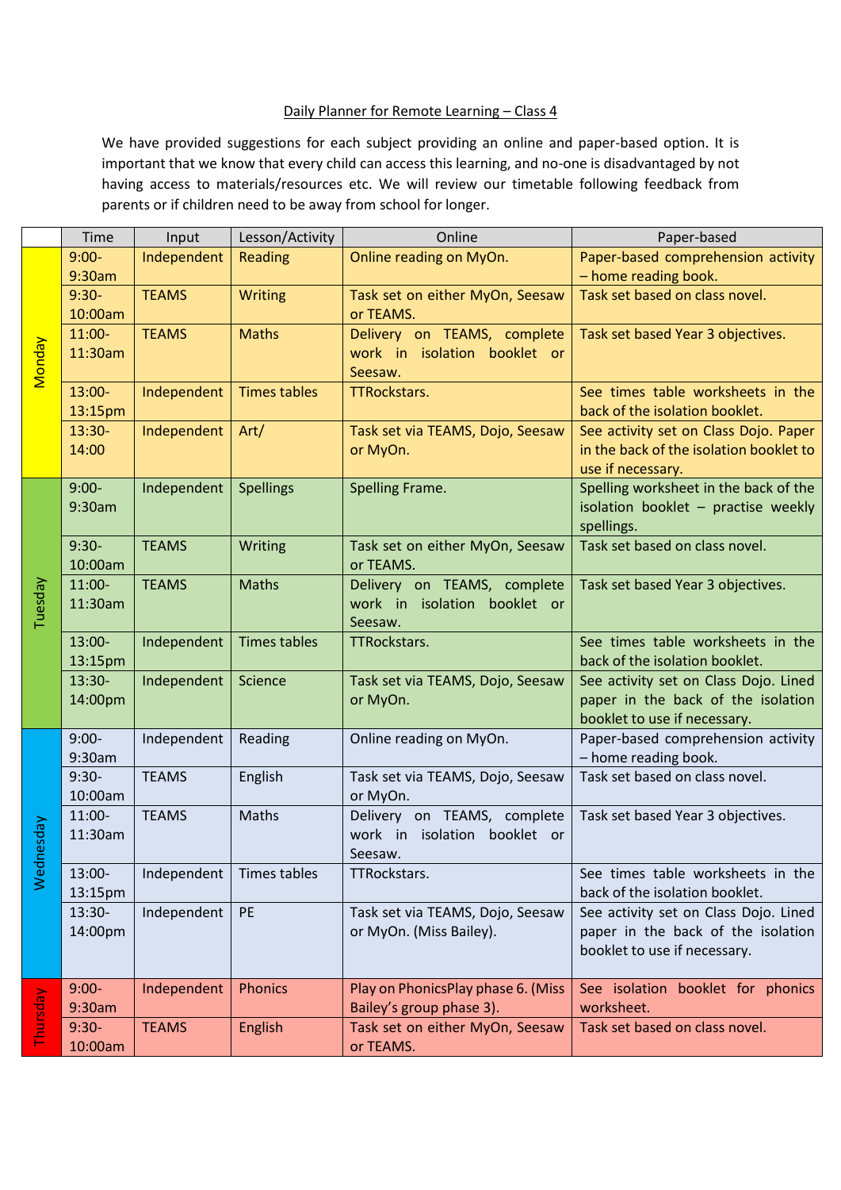Daily Planner for Remote Learning – Class 4

We have provided suggestions for each subject providing an online and paper-based option. It is important that we know that every child can access this learning, and no-one is disadvantaged by not having access to materials/resources etc. We will review our timetable following feedback from parents or if children need to be away from school for longer.

| | Time | Input | Lesson/Activity | Online | Paper-based |
|---|---|---|---|---|---|
| Monday | 9:00-9:30am | Independent | Reading | Online reading on MyOn. | Paper-based comprehension activity – home reading book. |
| | 9:30-10:00am | TEAMS | Writing | Task set on either MyOn, Seesaw or TEAMS. | Task set based on class novel. |
| | 11:00-11:30am | TEAMS | Maths | Delivery on TEAMS, complete work in isolation booklet or Seesaw. | Task set based Year 3 objectives. |
| | 13:00-13:15pm | Independent | Times tables | TTRockstars. | See times table worksheets in the back of the isolation booklet. |
| | 13:30-14:00 | Independent | Art/ | Task set via TEAMS, Dojo, Seesaw or MyOn. | See activity set on Class Dojo. Paper in the back of the isolation booklet to use if necessary. |
| Tuesday | 9:00-9:30am | Independent | Spellings | Spelling Frame. | Spelling worksheet in the back of the isolation booklet – practise weekly spellings. |
| | 9:30-10:00am | TEAMS | Writing | Task set on either MyOn, Seesaw or TEAMS. | Task set based on class novel. |
| | 11:00-11:30am | TEAMS | Maths | Delivery on TEAMS, complete work in isolation booklet or Seesaw. | Task set based Year 3 objectives. |
| | 13:00-13:15pm | Independent | Times tables | TTRockstars. | See times table worksheets in the back of the isolation booklet. |
| | 13:30-14:00pm | Independent | Science | Task set via TEAMS, Dojo, Seesaw or MyOn. | See activity set on Class Dojo. Lined paper in the back of the isolation booklet to use if necessary. |
| Wednesday | 9:00-9:30am | Independent | Reading | Online reading on MyOn. | Paper-based comprehension activity – home reading book. |
| | 9:30-10:00am | TEAMS | English | Task set via TEAMS, Dojo, Seesaw or MyOn. | Task set based on class novel. |
| | 11:00-11:30am | TEAMS | Maths | Delivery on TEAMS, complete work in isolation booklet or Seesaw. | Task set based Year 3 objectives. |
| | 13:00-13:15pm | Independent | Times tables | TTRockstars. | See times table worksheets in the back of the isolation booklet. |
| | 13:30-14:00pm | Independent | PE | Task set via TEAMS, Dojo, Seesaw or MyOn. (Miss Bailey). | See activity set on Class Dojo. Lined paper in the back of the isolation booklet to use if necessary. |
| Thursday | 9:00-9:30am | Independent | Phonics | Play on PhonicsPlay phase 6. (Miss Bailey's group phase 3). | See isolation booklet for phonics worksheet. |
| | 9:30-10:00am | TEAMS | English | Task set on either MyOn, Seesaw or TEAMS. | Task set based on class novel. |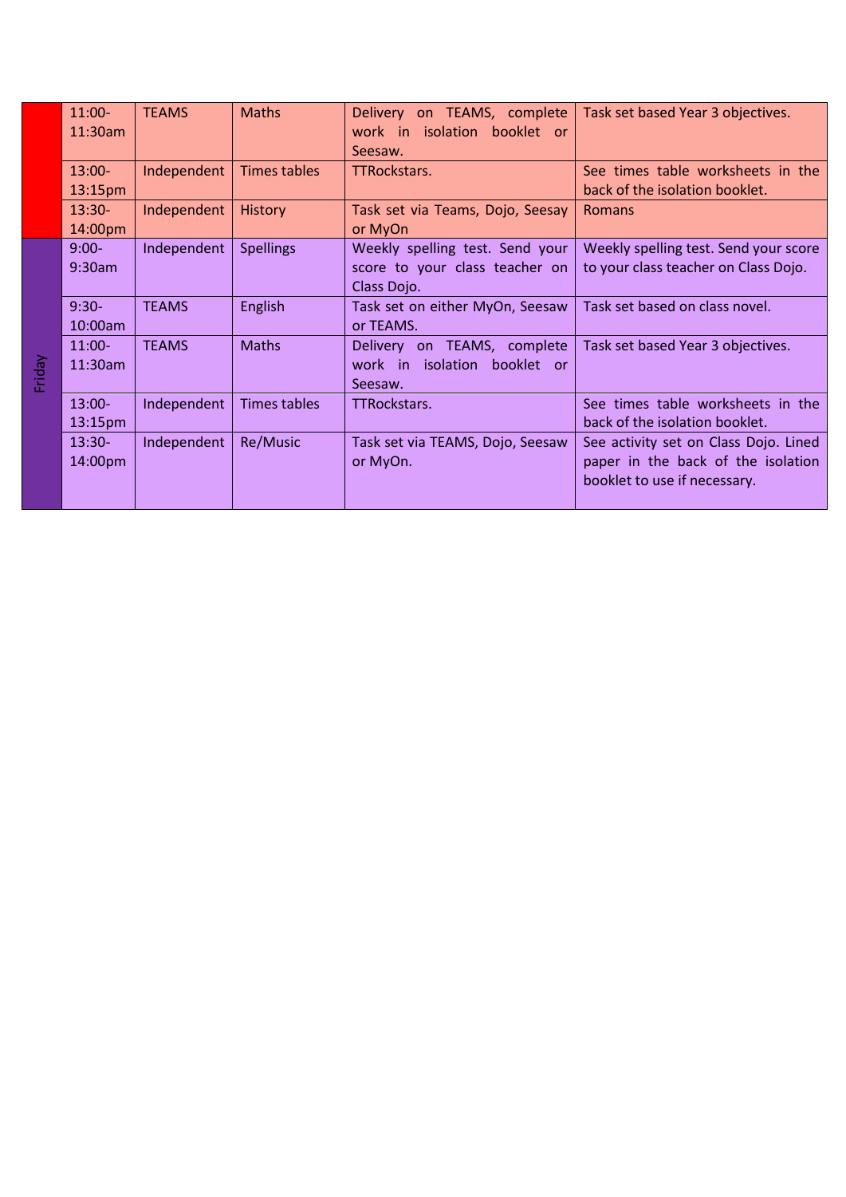| | | | | | |
|---|---|---|---|---|---|
| | 11:00-11:30am | TEAMS | Maths | Delivery on TEAMS, complete work in isolation booklet or Seesaw. | Task set based Year 3 objectives. |
| | 13:00-13:15pm | Independent | Times tables | TTRockstars. | See times table worksheets in the back of the isolation booklet. |
| | 13:30-14:00pm | Independent | History | Task set via Teams, Dojo, Seesay or MyOn | Romans |
| Friday | 9:00-9:30am | Independent | Spellings | Weekly spelling test. Send your score to your class teacher on Class Dojo. | Weekly spelling test. Send your score to your class teacher on Class Dojo. |
| | 9:30-10:00am | TEAMS | English | Task set on either MyOn, Seesaw or TEAMS. | Task set based on class novel. |
| | 11:00-11:30am | TEAMS | Maths | Delivery on TEAMS, complete work in isolation booklet or Seesaw. | Task set based Year 3 objectives. |
| | 13:00-13:15pm | Independent | Times tables | TTRockstars. | See times table worksheets in the back of the isolation booklet. |
| | 13:30-14:00pm | Independent | Re/Music | Task set via TEAMS, Dojo, Seesaw or MyOn. | See activity set on Class Dojo. Lined paper in the back of the isolation booklet to use if necessary. |